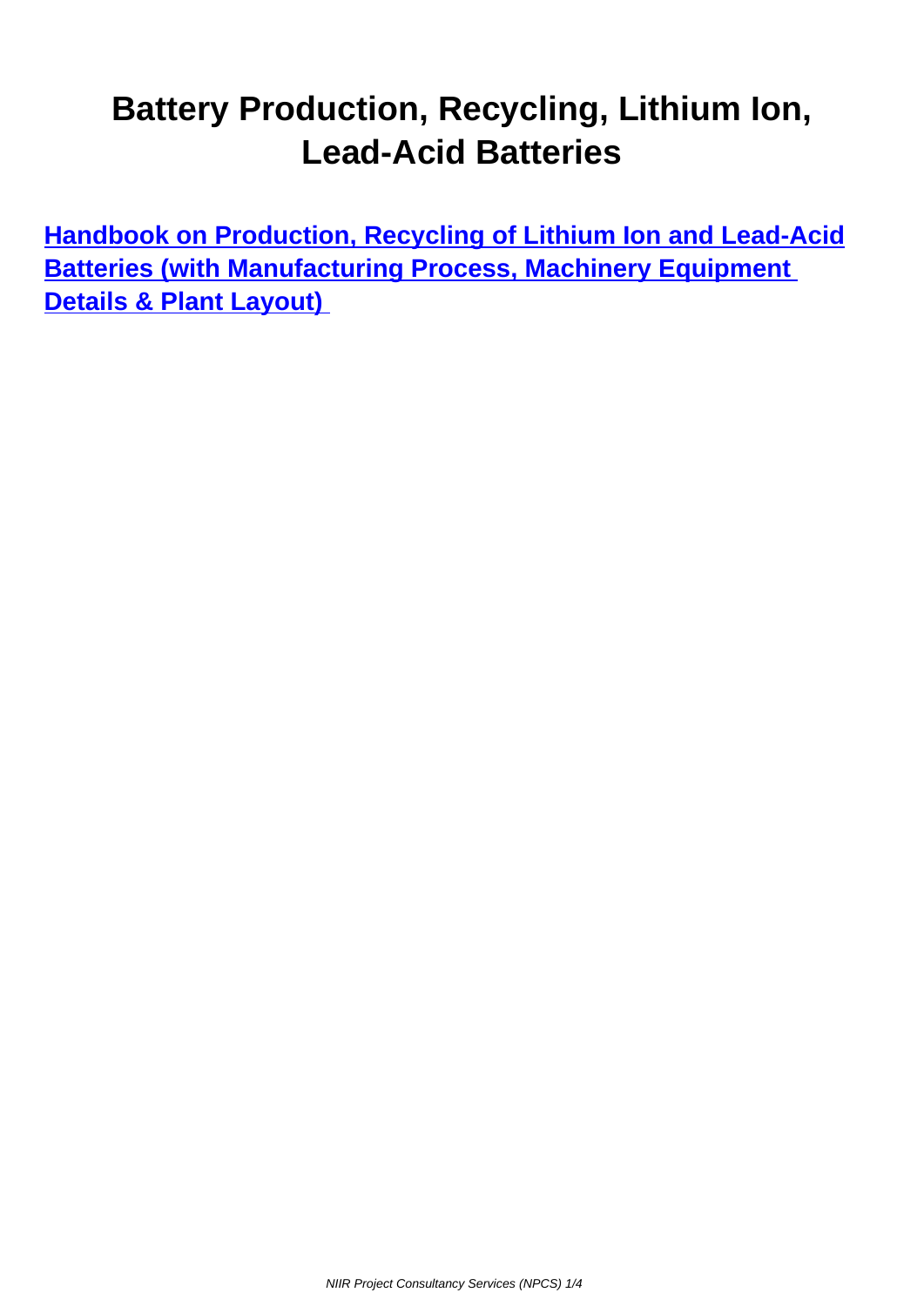# Battery Production, Recycling, Lithium Ion, Lead-Acid Batteries

**Handbook on Production, Recycling of Lithium Ion and Lead-Acid Batteries (with Manufacturing Process, Machinery Equipment Details & Plant Layout)**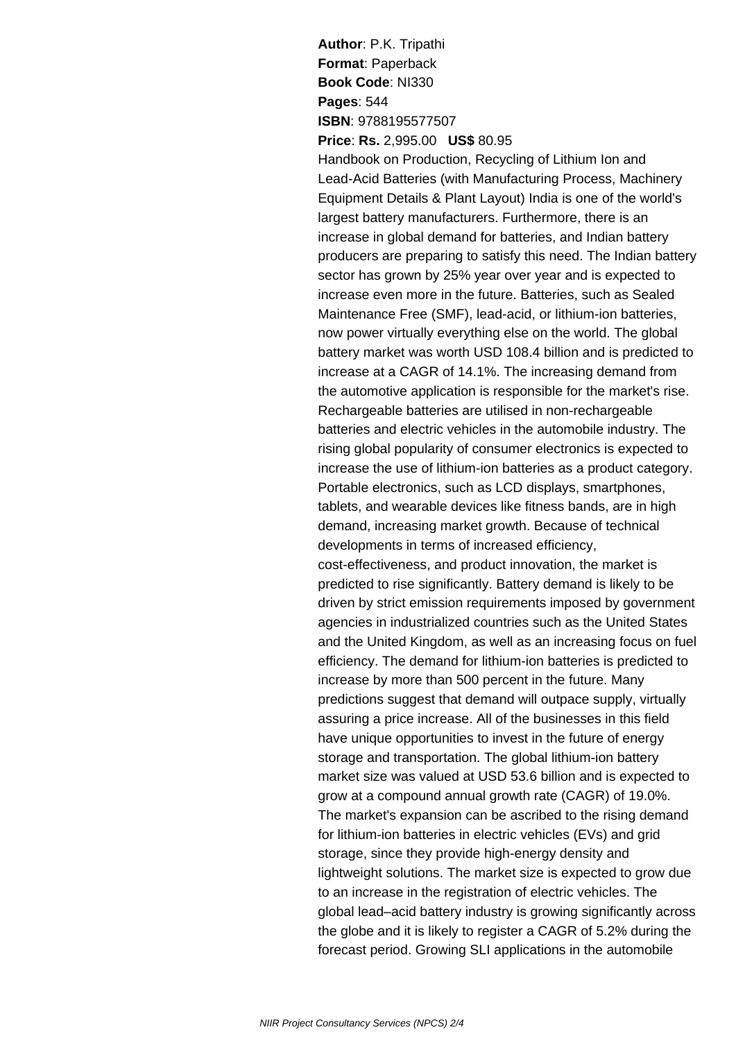**Author**: P.K. Tripathi
**Format**: Paperback
**Book Code**: NI330
**Pages**: 544
**ISBN**: 9788195577507
**Price**: **Rs.** 2,995.00 **US$** 80.95

Handbook on Production, Recycling of Lithium Ion and Lead-Acid Batteries (with Manufacturing Process, Machinery Equipment Details & Plant Layout) India is one of the world's largest battery manufacturers. Furthermore, there is an increase in global demand for batteries, and Indian battery producers are preparing to satisfy this need. The Indian battery sector has grown by 25% year over year and is expected to increase even more in the future. Batteries, such as Sealed Maintenance Free (SMF), lead-acid, or lithium-ion batteries, now power virtually everything else on the world. The global battery market was worth USD 108.4 billion and is predicted to increase at a CAGR of 14.1%. The increasing demand from the automotive application is responsible for the market's rise. Rechargeable batteries are utilised in non-rechargeable batteries and electric vehicles in the automobile industry. The rising global popularity of consumer electronics is expected to increase the use of lithium-ion batteries as a product category. Portable electronics, such as LCD displays, smartphones, tablets, and wearable devices like fitness bands, are in high demand, increasing market growth. Because of technical developments in terms of increased efficiency, cost-effectiveness, and product innovation, the market is predicted to rise significantly. Battery demand is likely to be driven by strict emission requirements imposed by government agencies in industrialized countries such as the United States and the United Kingdom, as well as an increasing focus on fuel efficiency. The demand for lithium-ion batteries is predicted to increase by more than 500 percent in the future. Many predictions suggest that demand will outpace supply, virtually assuring a price increase. All of the businesses in this field have unique opportunities to invest in the future of energy storage and transportation. The global lithium-ion battery market size was valued at USD 53.6 billion and is expected to grow at a compound annual growth rate (CAGR) of 19.0%. The market's expansion can be ascribed to the rising demand for lithium-ion batteries in electric vehicles (EVs) and grid storage, since they provide high-energy density and lightweight solutions. The market size is expected to grow due to an increase in the registration of electric vehicles. The global lead–acid battery industry is growing significantly across the globe and it is likely to register a CAGR of 5.2% during the forecast period. Growing SLI applications in the automobile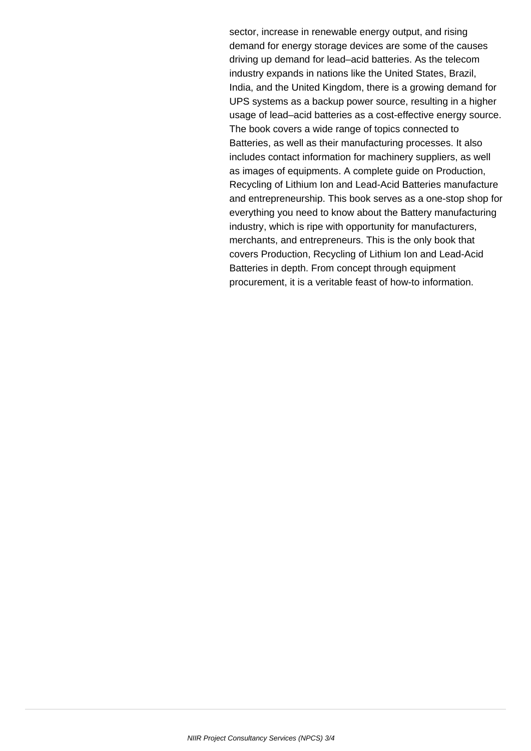sector, increase in renewable energy output, and rising demand for energy storage devices are some of the causes driving up demand for lead–acid batteries. As the telecom industry expands in nations like the United States, Brazil, India, and the United Kingdom, there is a growing demand for UPS systems as a backup power source, resulting in a higher usage of lead–acid batteries as a cost-effective energy source. The book covers a wide range of topics connected to Batteries, as well as their manufacturing processes. It also includes contact information for machinery suppliers, as well as images of equipments. A complete guide on Production, Recycling of Lithium Ion and Lead-Acid Batteries manufacture and entrepreneurship. This book serves as a one-stop shop for everything you need to know about the Battery manufacturing industry, which is ripe with opportunity for manufacturers, merchants, and entrepreneurs. This is the only book that covers Production, Recycling of Lithium Ion and Lead-Acid Batteries in depth. From concept through equipment procurement, it is a veritable feast of how-to information.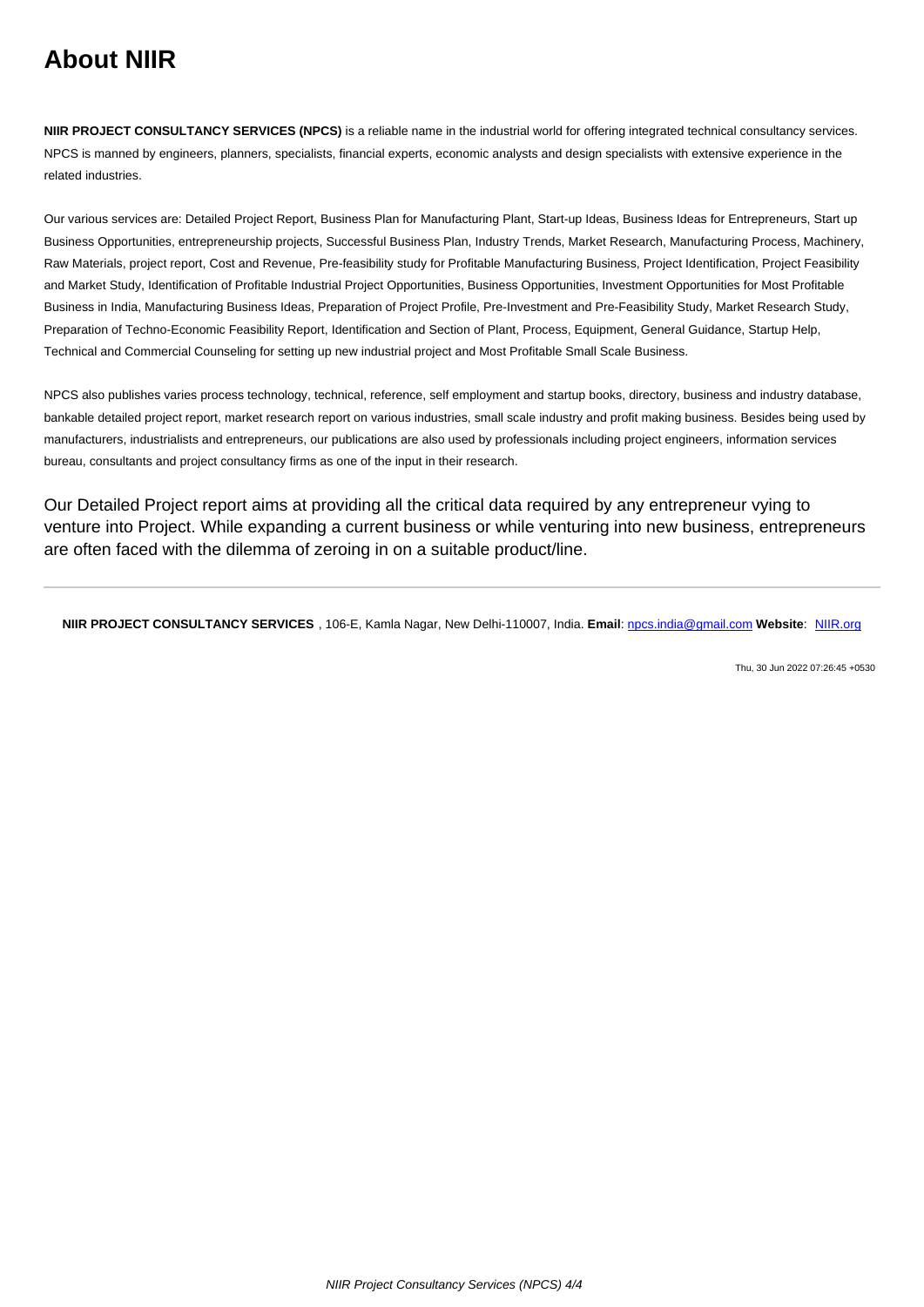# About NIIR

**NIIR PROJECT CONSULTANCY SERVICES (NPCS)** is a reliable name in the industrial world for offering integrated technical consultancy services. NPCS is manned by engineers, planners, specialists, financial experts, economic analysts and design specialists with extensive experience in the related industries.

Our various services are: Detailed Project Report, Business Plan for Manufacturing Plant, Start-up Ideas, Business Ideas for Entrepreneurs, Start up Business Opportunities, entrepreneurship projects, Successful Business Plan, Industry Trends, Market Research, Manufacturing Process, Machinery, Raw Materials, project report, Cost and Revenue, Pre-feasibility study for Profitable Manufacturing Business, Project Identification, Project Feasibility and Market Study, Identification of Profitable Industrial Project Opportunities, Business Opportunities, Investment Opportunities for Most Profitable Business in India, Manufacturing Business Ideas, Preparation of Project Profile, Pre-Investment and Pre-Feasibility Study, Market Research Study, Preparation of Techno-Economic Feasibility Report, Identification and Section of Plant, Process, Equipment, General Guidance, Startup Help, Technical and Commercial Counseling for setting up new industrial project and Most Profitable Small Scale Business.

NPCS also publishes varies process technology, technical, reference, self employment and startup books, directory, business and industry database, bankable detailed project report, market research report on various industries, small scale industry and profit making business. Besides being used by manufacturers, industrialists and entrepreneurs, our publications are also used by professionals including project engineers, information services bureau, consultants and project consultancy firms as one of the input in their research.

Our Detailed Project report aims at providing all the critical data required by any entrepreneur vying to venture into Project. While expanding a current business or while venturing into new business, entrepreneurs are often faced with the dilemma of zeroing in on a suitable product/line.

---

**NIIR PROJECT CONSULTANCY SERVICES** , 106-E, Kamla Nagar, New Delhi-110007, India. **Email**: npcs.india@gmail.com **Website**: NIIR.org

Thu, 30 Jun 2022 07:26:45 +0530